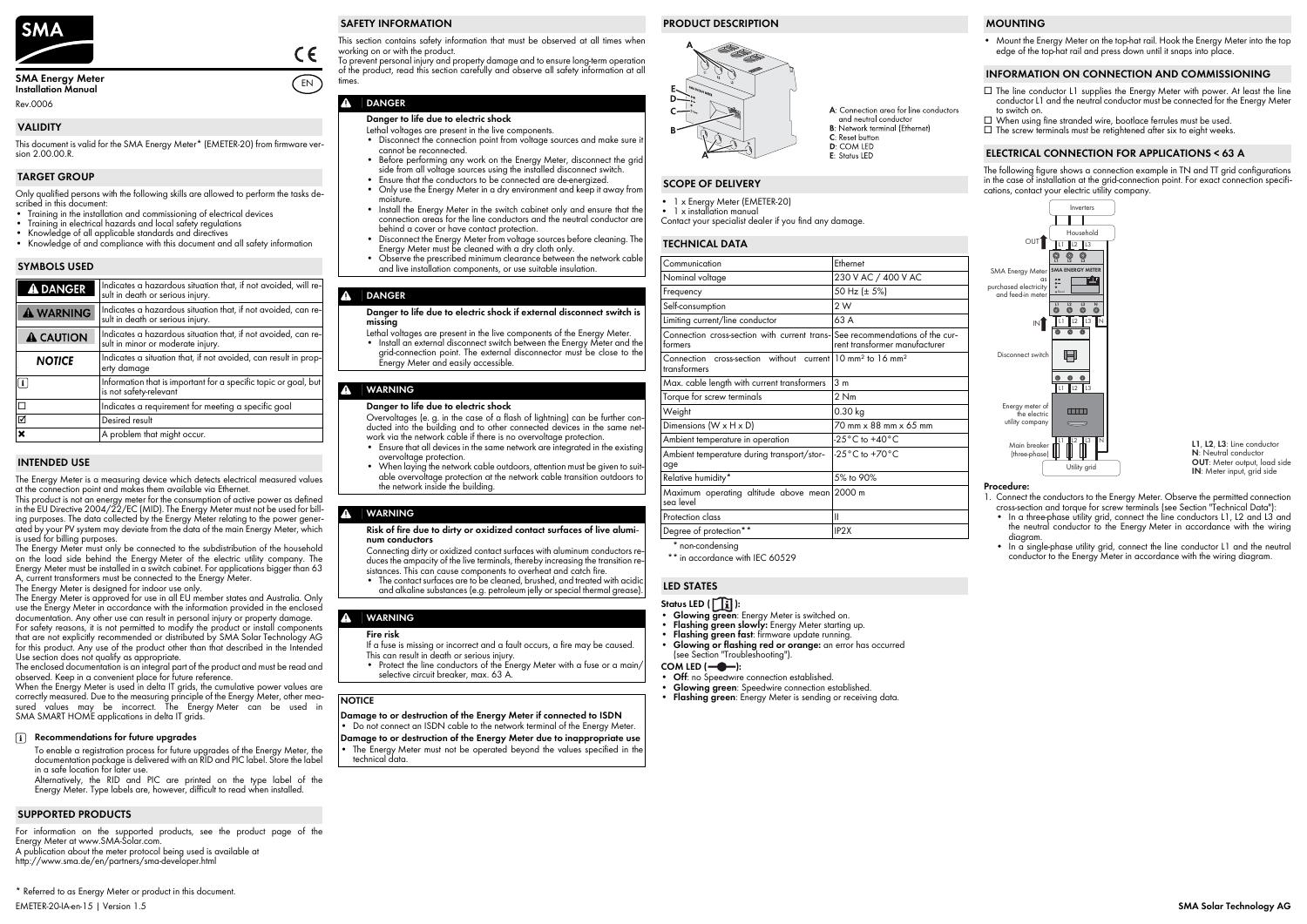SMA

**SMA Energy Meter**
**Installation Manual**

Rev.0006

EN

## VALIDITY

This document is valid for the SMA Energy Meter* (EMETER-20) from firmware version 2.00.00.R.

## TARGET GROUP

Only qualified persons with the following skills are allowed to perform the tasks described in this document:

- Training in the installation and commissioning of electrical devices
- Training in electrical hazards and local safety regulations
- Knowledge of all applicable standards and directives
- Knowledge of and compliance with this document and all safety information

## SYMBOLS USED

| Symbol | Explanation |
|---|---|
| DANGER | Indicates a hazardous situation that, if not avoided, will result in death or serious injury. |
| WARNING | Indicates a hazardous situation that, if not avoided, can result in death or serious injury. |
| CAUTION | Indicates a hazardous situation that, if not avoided, can result in minor or moderate injury. |
| NOTICE | Indicates a situation that, if not avoided, can result in property damage |
| i | Information that is important for a specific topic or goal, but is not safety-relevant |
| ☐ | Indicates a requirement for meeting a specific goal |
| ☑ | Desired result |
| ✖ | A problem that might occur. |

## INTENDED USE

The Energy Meter is a measuring device which detects electrical measured values at the connection point and makes them available via Ethernet.

This product is not an energy meter for the consumption of active power as defined in the EU Directive 2004/22/EC (MID). The Energy Meter must not be used for billing purposes. The data collected by the Energy Meter relating to the power generated by your PV system may deviate from the data of the main Energy Meter, which is used for billing purposes.

The Energy Meter must only be connected to the subdistribution of the household on the load side behind the Energy Meter of the electric utility company. The Energy Meter must be installed in a switch cabinet. For applications bigger than 63 A, current transformers must be connected to the Energy Meter.

The Energy Meter is designed for indoor use only.

The Energy Meter is approved for use in all EU member states and Australia. Only use the Energy Meter in accordance with the information provided in the enclosed documentation. Any other use can result in personal injury or property damage.

For safety reasons, it is not permitted to modify the product or install components that are not explicitly recommended or distributed by SMA Solar Technology AG for this product. Any use of the product other than that described in the Intended Use section does not qualify as appropriate.

The enclosed documentation is an integral part of the product and must be read and observed. Keep in a convenient place for future reference.

When the Energy Meter is used in delta IT grids, the cumulative power values are correctly measured. Due to the measuring principle of the Energy Meter, other measured values may be incorrect. The Energy Meter can be used in SMA SMART HOME applications in delta IT grids.

**i Recommendations for future upgrades**

To enable a registration process for future upgrades of the Energy Meter, the documentation package is delivered with an RID and PIC label. Store the label in a safe location for later use.

Alternatively, the RID and PIC are printed on the type label of the Energy Meter. Type labels are, however, difficult to read when installed.

## SUPPORTED PRODUCTS

For information on the supported products, see the product page of the Energy Meter at www.SMA-Solar.com.

A publication about the meter protocol being used is available at http://www.sma.de/en/partners/sma-developer.html

\* Referred to as Energy Meter or product in this document.

## SAFETY INFORMATION

This section contains safety information that must be observed at all times when working on or with the product.

To prevent personal injury and property damage and to ensure long-term operation of the product, read this section carefully and observe all safety information at all times.

**DANGER**

**Danger to life due to electric shock**

Lethal voltages are present in the live components.

- Disconnect the connection point from voltage sources and make sure it cannot be reconnected.
- Before performing any work on the Energy Meter, disconnect the grid side from all voltage sources using the installed disconnect switch.
- Ensure that the conductors to be connected are de-energized.
- Only use the Energy Meter in a dry environment and keep it away from moisture.
- Install the Energy Meter in the switch cabinet only and ensure that the connection areas for the line conductors and the neutral conductor are behind a cover or have contact protection.
- Disconnect the Energy Meter from voltage sources before cleaning. The Energy Meter must be cleaned with a dry cloth only.
- Observe the prescribed minimum clearance between the network cable and live installation components, or use suitable insulation.

**DANGER**

**Danger to life due to electric shock if external disconnect switch is missing**

Lethal voltages are present in the live components of the Energy Meter.

- Install an external disconnect switch between the Energy Meter and the grid-connection point. The external disconnector must be close to the Energy Meter and easily accessible.

**WARNING**

**Danger to life due to electric shock**

Overvoltages (e. g. in the case of a flash of lightning) can be further conducted into the building and to other connected devices in the same network via the network cable if there is no overvoltage protection.

- Ensure that all devices in the same network are integrated in the existing overvoltage protection.
- When laying the network cable outdoors, attention must be given to suitable overvoltage protection at the network cable transition outdoors to the network inside the building.

**WARNING**

**Risk of fire due to dirty or oxidized contact surfaces of live aluminum conductors**

Connecting dirty or oxidized contact surfaces with aluminum conductors reduces the ampacity of the live terminals, thereby increasing the transition resistances. This can cause components to overheat and catch fire.

- The contact surfaces are to be cleaned, brushed, and treated with acidic and alkaline substances (e.g. petroleum jelly or special thermal grease).

**WARNING**

**Fire risk**

If a fuse is missing or incorrect and a fault occurs, a fire may be caused. This can result in death or serious injury.

- Protect the line conductors of the Energy Meter with a fuse or a main/selective circuit breaker, max. 63 A.

**NOTICE**

**Damage to or destruction of the Energy Meter if connected to ISDN**

- Do not connect an ISDN cable to the network terminal of the Energy Meter.

**Damage to or destruction of the Energy Meter due to inappropriate use**

- The Energy Meter must not be operated beyond the values specified in the technical data.

## PRODUCT DESCRIPTION

A: Connection area for line conductors and neutral conductor
B: Network terminal (Ethernet)
C: Reset button
D: COM LED
E: Status LED

## SCOPE OF DELIVERY

- 1 x Energy Meter (EMETER-20)
- 1 x installation manual

Contact your specialist dealer if you find any damage.

## TECHNICAL DATA

| Parameter | Value |
|---|---|
| Communication | Ethernet |
| Nominal voltage | 230 V AC / 400 V AC |
| Frequency | 50 Hz (± 5%) |
| Self-consumption | 2 W |
| Limiting current/line conductor | 63 A |
| Connection cross-section with current transformers | See recommendations of the current transformer manufacturer |
| Connection cross-section without current transformers | 10 mm² to 16 mm² |
| Max. cable length with current transformers | 3 m |
| Torque for screw terminals | 2 Nm |
| Weight | 0.30 kg |
| Dimensions (W x H x D) | 70 mm x 88 mm x 65 mm |
| Ambient temperature in operation | -25°C to +40°C |
| Ambient temperature during transport/storage | -25°C to +70°C |
| Relative humidity* | 5% to 90% |
| Maximum operating altitude above mean sea level | 2000 m |
| Protection class | II |
| Degree of protection** | IP2X |

\* non-condensing

\*\* in accordance with IEC 60529

## LED STATES

**Status LED ( i ):**

- **Glowing green**: Energy Meter is switched on.
- **Flashing green slowly:** Energy Meter starting up.
- **Flashing green fast**: firmware update running.
- **Glowing or flashing red or orange:** an error has occurred (see Section "Troubleshooting").

**COM LED ( ):**

- **Off**: no Speedwire connection established.
- **Glowing green**: Speedwire connection established.
- **Flashing green**: Energy Meter is sending or receiving data.

## MOUNTING

- Mount the Energy Meter on the top-hat rail. Hook the Energy Meter into the top edge of the top-hat rail and press down until it snaps into place.

## INFORMATION ON CONNECTION AND COMMISSIONING

☐ The line conductor L1 supplies the Energy Meter with power. At least the line conductor L1 and the neutral conductor must be connected for the Energy Meter to switch on.

☐ When using fine stranded wire, bootlace ferrules must be used.

☐ The screw terminals must be retightened after six to eight weeks.

## ELECTRICAL CONNECTION FOR APPLICATIONS < 63 A

The following figure shows a connection example in TN and TT grid configurations in the case of installation at the grid-connection point. For exact connection specifications, contact your electric utility company.

Inverters, Household, OUT, SMA Energy Meter as purchased electricity and feed-in meter, IN, Disconnect switch, Energy meter of the electric utility company, Main breaker (three-phase), Utility grid

**L1**, **L2**, **L3**: Line conductor
**N**: Neutral conductor
**OUT**: Meter output, load side
**IN**: Meter input, grid side

**Procedure:**

1. Connect the conductors to the Energy Meter. Observe the permitted connection cross-section and torque for screw terminals (see Section "Technical Data"):
   - In a three-phase utility grid, connect the line conductors L1, L2 and L3 and the neutral conductor to the Energy Meter in accordance with the wiring diagram.
   - In a single-phase utility grid, connect the line conductor L1 and the neutral conductor to the Energy Meter in accordance with the wiring diagram.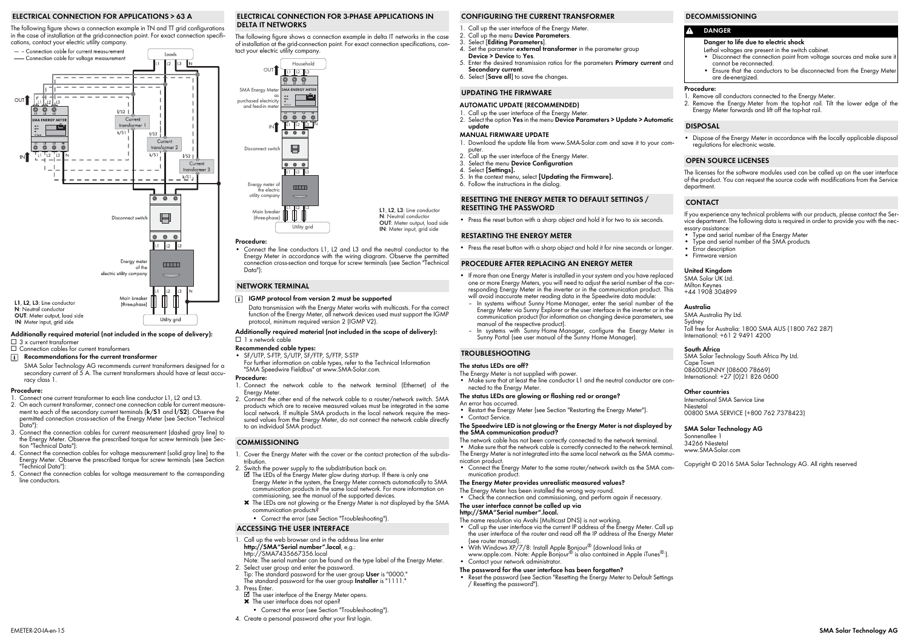## ELECTRICAL CONNECTION FOR APPLICATIONS > 63 A

The following figure shows a connection example in TN and TT grid configurations in the case of installation at the grid-connection point. For exact connection specifications, contact your electric utility company.

– – Connection cable for current measurement
—— Connection cable for voltage measurement

Loads
L1 L2 L3 N
OUT
SMA ENERGY METER
IN
L1 L2 L3 N
l/S2
Current transformer 1
k/S1
l/S2
Current transformer 2
k/S1
l/S2
Current transformer 3
k/S1
Disconnect switch
L1 L2 L3
Energy meter of the electric utility company
L1 L2 L3 N
Main breaker (three-phase)
Utility grid

**L1**, **L2**, **L3**: Line conductor
**N**: Neutral conductor
**OUT**: Meter output, load side
**IN**: Meter input, grid side

### Additionally required material (not included in the scope of delivery):

☐ 3 x current transformer
☐ Connection cables for current transformers

**Recommendations for the current transformer**

SMA Solar Technology AG recommends current transformers designed for a secondary current of 5 A. The current transformers should have at least accuracy class 1.

### Procedure:

1. Connect one current transformer to each line conductor L1, L2 and L3.
2. On each current transformer, connect one connection cable for current measurement to each of the secondary current terminals (**k**/**S1** and **l**/**S2**). Observe the permitted connection cross-section of the Energy Meter (see Section "Technical Data").
3. Connect the connection cables for current measurement (dashed gray line) to the Energy Meter. Observe the prescribed torque for screw terminals (see Section "Technical Data").
4. Connect the connection cables for voltage measurement (solid gray line) to the Energy Meter. Observe the prescribed torque for screw terminals (see Section "Technical Data").
5. Connect the connection cables for voltage measurement to the corresponding line conductors.

## ELECTRICAL CONNECTION FOR 3-PHASE APPLICATIONS IN DELTA IT NETWORKS

The following figure shows a connection example in delta IT networks in the case of installation at the grid-connection point. For exact connection specifications, contact your electric utility company.

Household
L1 L2 L3
OUT
SMA Energy Meter as purchased electricity and feed-in meter
SMA ENERGY METER
IN
L1 L2 L3 N
Disconnect switch
L1 L2 L3
Energy meter of the electric utility company
Main breaker (three-phase)
L1 L2 L3
Utility grid

**L1**, **L2**, **L3**: Line conductor
**N**: Neutral conductor
**OUT**: Meter output, load side
**IN**: Meter input, grid side

### Procedure:

- Connect the line conductors L1, L2 and L3 and the neutral conductor to the Energy Meter in accordance with the wiring diagram. Observe the permitted connection cross-section and torque for screw terminals (see Section "Technical Data").

## NETWORK TERMINAL

**IGMP protocol from version 2 must be supported**

Data transmission with the Energy Meter works with multicasts. For the correct function of the Energy Meter, all network devices used must support the IGMP protocol, minimum required version 2 (IGMP V2).

### Additionally required material (not included in the scope of delivery):

☐ 1 x network cable

### Recommended cable types:

- SF/UTP, S-FTP, S/UTP, SF/FTP, S/FTP, S-STP
  For further information on cable types, refer to the Technical Information "SMA Speedwire Fieldbus" at www.SMA-Solar.com.

### Procedure:

1. Connect the network cable to the network terminal (Ethernet) of the Energy Meter.
2. Connect the other end of the network cable to a router/network switch. SMA products which are to receive measured values must be integrated in the same local network. If multiple SMA products in the local network require the measured values from the Energy Meter, do not connect the network cable directly to an individual SMA product.

## COMMISSIONING

1. Cover the Energy Meter with the cover or the contact protection of the sub-distribution.
2. Switch the power supply to the subdistribution back on.
   ☑ The LEDs of the Energy Meter glow during start-up. If there is only one Energy Meter in the system, the Energy Meter connects automatically to SMA communication products in the same local network. For more information on commissioning, see the manual of the supported devices.
   ✖ The LEDs are not glowing or the Energy Meter is not displayed by the SMA communication products?
   - Correct the error (see Section "Troubleshooting").

## ACCESSING THE USER INTERFACE

1. Call up the web browser and in the address line enter **http://SMA"Serial number".local**, e.g.: http://SMA7435667356.local
   Note: The serial number can be found on the type label of the Energy Meter.
2. Select user group and enter the password.
   Tip: The standard password for the user group **User** is "0000."
   The standard password for the user group **Installer** is "1111."
3. Press Enter.
   ☑ The user interface of the Energy Meter opens.
   ✖ The user interface does not open?
   - Correct the error (see Section "Troubleshooting").
4. Create a personal password after your first login.

## CONFIGURING THE CURRENT TRANSFORMER

1. Call up the user interface of the Energy Meter.
2. Call up the menu **Device Parameters**.
3. Select [**Editing Parameters**].
4. Set the parameter **external transformer** in the parameter group **Device > Device** to **Yes**.
5. Enter the desired transmission ratios for the parameters **Primary current** and **Secondary current**.
6. Select [**Save all**] to save the changes.

## UPDATING THE FIRMWARE

### AUTOMATIC UPDATE (RECOMMENDED)

1. Call up the user interface of the Energy Meter.
2. Select the option **Yes** in the menu **Device Parameters > Update > Automatic update**

### MANUAL FIRMWARE UPDATE

1. Download the update file from www.SMA-Solar.com and save it to your computer.
2. Call up the user interface of the Energy Meter.
3. Select the menu **Device Configuration**
4. Select **[Settings].**
5. In the context menu, select **[Updating the Firmware].**
6. Follow the instructions in the dialog.

## RESETTING THE ENERGY METER TO DEFAULT SETTINGS / RESETTING THE PASSWORD

- Press the reset button with a sharp object and hold it for two to six seconds.

## RESTARTING THE ENERGY METER

- Press the reset button with a sharp object and hold it for nine seconds or longer.

## PROCEDURE AFTER REPLACING AN ENERGY METER

- If more than one Energy Meter is installed in your system and you have replaced one or more Energy Meters, you will need to adjust the serial number of the corresponding Energy Meter in the inverter or in the communication product. This will avoid inaccurate meter reading data in the Speedwire data module:
  - In systems without Sunny Home Manager, enter the serial number of the Energy Meter via Sunny Explorer or the user interface in the inverter or in the communication product (for information on changing device parameters, see manual of the respective product).
  - In systems with Sunny Home Manager, configure the Energy Meter in Sunny Portal (see user manual of the Sunny Home Manager).

## TROUBLESHOOTING

### The status LEDs are off?

The Energy Meter is not supplied with power.

- Make sure that at least the line conductor L1 and the neutral conductor are connected to the Energy Meter.

### The status LEDs are glowing or flashing red or orange?

An error has occurred.

- Restart the Energy Meter (see Section "Restarting the Energy Meter").
- Contact Service.

### The Speedwire LED is not glowing or the Energy Meter is not displayed by the SMA communication product?

The network cable has not been correctly connected to the network terminal.

- Make sure that the network cable is correctly connected to the network terminal.

The Energy Meter is not integrated into the same local network as the SMA communication product.

- Connect the Energy Meter to the same router/network switch as the SMA communication product.

### The Energy Meter provides unrealistic measured values?

The Energy Meter has been installed the wrong way round.

- Check the connection and commissioning, and perform again if necessary.

### The user interface cannot be called up via http://SMA"Serial number".local.

The name resolution via Avahi (Multicast DNS) is not working.

- Call up the user interface via the current IP address of the Energy Meter. Call up the user interface of the router and read off the IP address of the Energy Meter (see router manual).
- With Windows XP/7/8: Install Apple Bonjour® (download links at www.apple.com. Note: Apple Bonjour® is also contained in Apple iTunes®).
- Contact your network administrator.

### The password for the user interface has been forgotten?

- Reset the password (see Section "Resetting the Energy Meter to Default Settings / Resetting the password").

## DECOMMISSIONING

**DANGER**

**Danger to life due to electric shock**

Lethal voltages are present in the switch cabinet.

- Disconnect the connection point from voltage sources and make sure it cannot be reconnected.
- Ensure that the conductors to be disconnected from the Energy Meter are de-energized.

### Procedure:

1. Remove all conductors connected to the Energy Meter.
2. Remove the Energy Meter from the top-hat rail. Tilt the lower edge of the Energy Meter forwards and lift off the top-hat rail.

## DISPOSAL

- Dispose of the Energy Meter in accordance with the locally applicable disposal regulations for electronic waste.

## OPEN SOURCE LICENSES

The licenses for the software modules used can be called up on the user interface of the product. You can request the source code with modifications from the Service department.

## CONTACT

If you experience any technical problems with our products, please contact the Service department. The following data is required in order to provide you with the necessary assistance:

- Type and serial number of the Energy Meter
- Type and serial number of the SMA products
- Error description
- Firmware version

**United Kingdom**
SMA Solar UK Ltd.
Milton Keynes
+44 1908 304899

**Australia**
SMA Australia Pty Ltd.
Sydney
Toll free for Australia: 1800 SMA AUS (1800 762 287)
International: +61 2 9491 4200

**South Africa**
SMA Solar Technology South Africa Pty Ltd.
Cape Town
08600SUNNY (08600 78669)
International: +27 (0)21 826 0600

**Other countries**
International SMA Service Line
Niestetal
00800 SMA SERVICE (+800 762 7378423)

**SMA Solar Technology AG**
Sonnenallee 1
34266 Niestetal
www.SMA-Solar.com

Copyright © 2016 SMA Solar Technology AG. All rights reserved